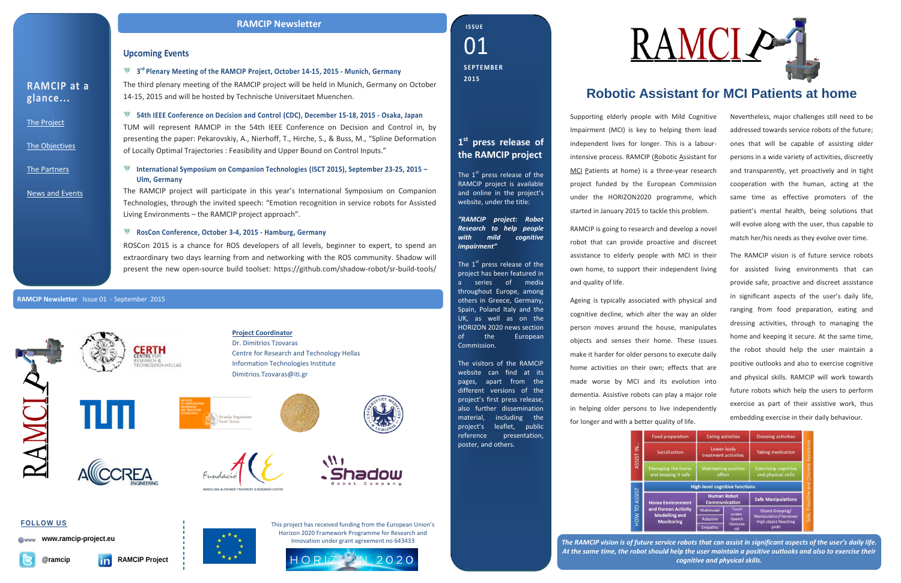# RAMCIP Newsletter

ISSUE 01

SEPTEMBER 2015

## RAMCIP at a glance...

- The Project
- The Objectives
- The Partners
- News and Events

## Upcoming Events

### 3rd Plenary Meeting of the RAMCIP Project, October 14-15, 2015 - Munich, Germany

The third plenary meeting of the RAMCIP project will be held in Munich, Germany on October 14-15, 2015 and will be hosted by Technische Universitaet Muenchen.

### 54th IEEE Conference on Decision and Control (CDC), December 15-18, 2015 - Osaka, Japan

TUM will represent RAMCIP in the 54th IEEE Conference on Decision and Control in, by presenting the paper: Pekarovskiy, A., Nierhoff, T., Hirche, S., & Buss, M., "Spline Deformation of Locally Optimal Trajectories : Feasibility and Upper Bound on Control Inputs."

### International Symposium on Companion Technologies (ISCT 2015), September 23-25, 2015 – Ulm, Germany

The RAMCIP project will participate in this year's International Symposium on Companion Technologies, through the invited speech: "Emotion recognition in service robots for Assisted Living Environments – the RAMCIP project approach".

### RosCon Conference, October 3-4, 2015 - Hamburg, Germany

ROSCon 2015 is a chance for ROS developers of all levels, beginner to expert, to spend an extraordinary two days learning from and networking with the ROS community. Shadow will present the new open-source build toolset: https://github.com/shadow-robot/sr-build-tools/

**Project Coordinator**
Dr. Dimitrios Tzovaras
Centre for Research and Technology Hellas
Information Technologies Institute
Dimitrios.Tzovaras@iti.gr

**FOLLOW US**

www.ramcip-project.eu

@ramcip

RAMCIP Project

This project has received funding from the European Union's Horizon 2020 Framework Programme for Research and Innovation under grant agreement no 643433

## 1st press release of the RAMCIP project

The 1st press release of the RAMCIP project is available and online in the project's website, under the title:

*"RAMCIP project: Robot Research to help people with mild cognitive impairment"*

The 1st press release of the project has been featured in a series of media throughout Europe, among others in Greece, Germany, Spain, Poland Italy and the UK, as well as on the HORIZON 2020 news section of the European Commission.

The visitors of the RAMCIP website can find at its pages, apart from the different versions of the project's first press release, also further dissemination material, including the project's leaflet, public reference presentation, poster, and others.

# RAMCIP

## Robotic Assistant for MCI Patients at home

Supporting elderly people with Mild Cognitive Impairment (MCI) is key to helping them lead independent lives for longer. This is a labour-intensive process. RAMCIP (Robotic Assistant for MCI Patients at home) is a three-year research project funded by the European Commission under the HORIZON2020 programme, which started in January 2015 to tackle this problem.

RAMCIP is going to research and develop a novel robot that can provide proactive and discreet assistance to elderly people with MCI in their own home, to support their independent living and quality of life.

Ageing is typically associated with physical and cognitive decline, which alter the way an older person moves around the house, manipulates objects and senses their home. These issues make it harder for older persons to execute daily home activities on their own; effects that are made worse by MCI and its evolution into dementia. Assistive robots can play a major role in helping older persons to live independently for longer and with a better quality of life.

Nevertheless, major challenges still need to be addressed towards service robots of the future; ones that will be capable of assisting older persons in a wide variety of activities, discreetly and transparently, yet proactively and in tight cooperation with the human, acting at the same time as effective promoters of the patient's mental health, being solutions that will evolve along with the user, thus capable to match her/his needs as they evolve over time.

The RAMCIP vision is of future service robots for assisted living environments that can provide safe, proactive and discreet assistance in significant aspects of the user's daily life, ranging from food preparation, eating and dressing activities, through to managing the home and keeping it secure. At the same time, the robot should help the user maintain a positive outlooks and also to exercise cognitive and physical skills. RAMCIP will work towards future robots which help the users to perform exercise as part of their assistive work, thus embedding exercise in their daily behaviour.

| ASSIST IN... | Food preparation | Eating activities | Dressing activities |
|---|---|---|---|
| | Socialization | Lower-body treatment activities | Taking medication |
| | Managing the home and keeping it safe | Maintaining positive affect | Exercising cognitive and physical skills |
| | High-level cognitive functions | | |
| HOW TO ASSIST | Home Environment and Human Activity Modelling and Monitoring | Human Robot Communication: Multimodal (-Touch screen, -Speech, -Gestures, -AR), Adaptive, Empathic | Safe Manipulations: Object Grasping/ Manipulation/Handover, High object Reaching, pHRI |

Safe, Proactive and Discreet Assistance

*The RAMCIP vision is of future service robots that can assist in significant aspects of the user's daily life. At the same time, the robot should help the user maintain a positive outlooks and also to exercise their cognitive and physical skills.*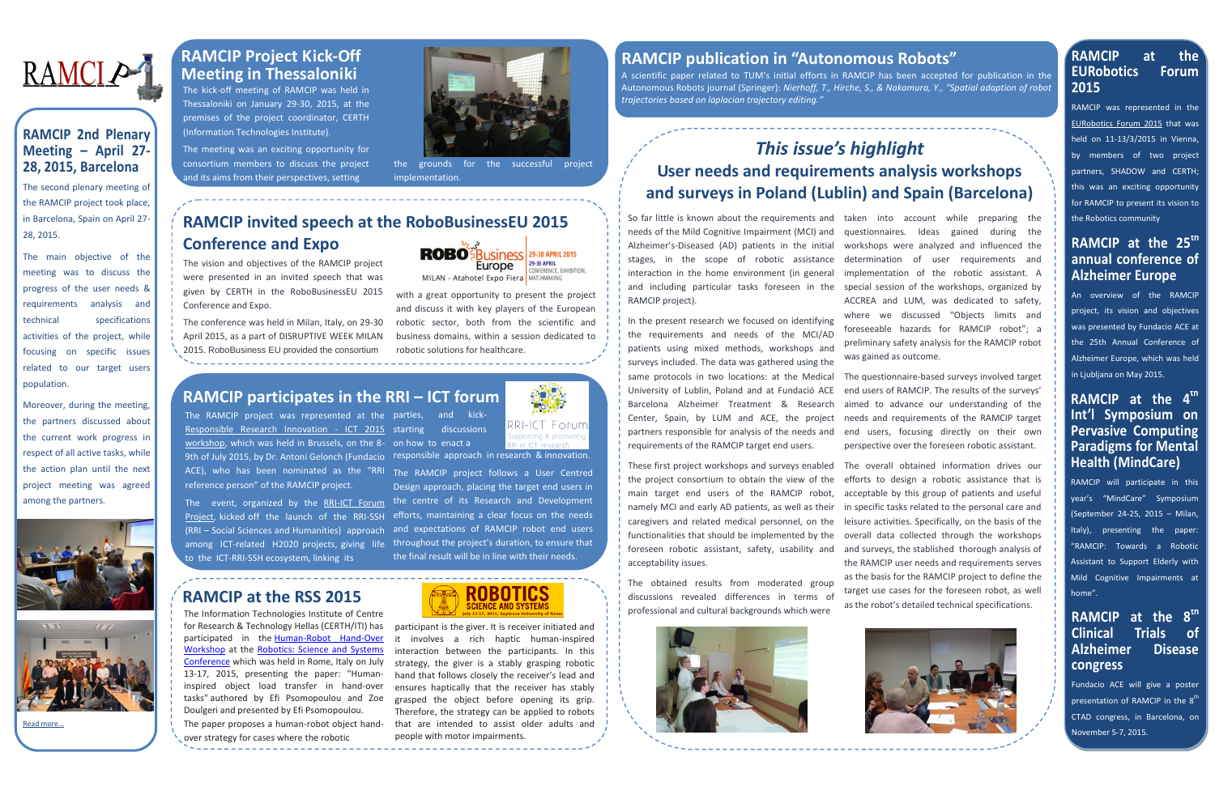# RAMCIP

## RAMCIP 2nd Plenary Meeting – April 27-28, 2015, Barcelona

The second plenary meeting of the RAMCIP project took place, in Barcelona, Spain on April 27-28, 2015.

The main objective of the meeting was to discuss the progress of the user needs & requirements analysis and technical specifications activities of the project, while focusing on specific issues related to our target users population.

Moreover, during the meeting, the partners discussed about the current work progress in respect of all active tasks, while the action plan until the next project meeting was agreed among the partners.

Read more...

## RAMCIP Project Kick-Off Meeting in Thessaloniki

The kick-off meeting of RAMCIP was held in Thessaloniki on January 29-30, 2015, at the premises of the project coordinator, CERTH (Information Technologies Institute).

The meeting was an exciting opportunity for consortium members to discuss the project and its aims from their perspectives, setting the grounds for the successful project implementation.

## RAMCIP invited speech at the RoboBusinessEU 2015 Conference and Expo

The vision and objectives of the RAMCIP project were presented in an invited speech that was given by CERTH in the RoboBusinessEU 2015 Conference and Expo.

The conference was held in Milan, Italy, on 29-30 April 2015, as a part of DISRUPTIVE WEEK MILAN 2015. RoboBusiness EU provided the consortium with a great opportunity to present the project and discuss it with key players of the European robotic sector, both from the robotic and business domains, within a session dedicated to robotic solutions for healthcare.

## RAMCIP participates in the RRI – ICT forum

The RAMCIP project was represented at the Responsible Research Innovation - ICT 2015 workshop, which was held in Brussels, on the 8-9th of July 2015, by Dr. Antoni Gelonch (Fundacio ACE), who has been nominated as the "RRI reference person" of the RAMCIP project.

The event, organized by the RRI-ICT Forum Project, kicked off the launch of the RRI-SSH (RRI – Social Sciences and Humanities) approach among ICT-related H2020 projects, giving life to the ICT-RRI-SSH ecosystem, linking its parties, and kick-starting discussions on how to enact a responsible approach in research & innovation.

The RAMCIP project follows a User Centred Design approach, placing the target end users in the centre of its Research and Development efforts, maintaining a clear focus on the needs and expectations of the RAMCIP robot end users throughout the project's duration, to ensure that the final result will be in line with their needs.

## RAMCIP at the RSS 2015

The Information Technologies Institute of Centre for Research & Technology Hellas (CERTH/ITI) has participated in the Human-Robot Hand-Over Workshop at the Robotics: Science and Systems Conference which was held in Rome, Italy on July 13-17, 2015, presenting the paper: "Human-inspired object load transfer in hand-over tasks" authored by Efi Psomopoulou and Zoe Doulgeri and presented by Efi Psomopoulou.

The paper proposes a human-robot object hand-over strategy for cases where the robotic participant is the giver. It is receiver initiated and it involves a rich haptic human-inspired interaction between the participants. In this strategy, the giver is a stably grasping robotic hand that follows closely the receiver's lead and ensures haptically that the receiver has stably grasped the object before opening its grip. Therefore, the strategy can be applied to robots that are intended to assist older adults and people with motor impairments.

## RAMCIP publication in "Autonomous Robots"

*A scientific paper related to TUM's initial efforts in RAMCIP has been accepted for publication in the Autonomous Robots journal (Springer): Nierhoff, T., Hirche, S., & Nakamura, Y., "Spatial adaption of robot trajectories based on laplacian trajectory editing."*

## *This issue's highlight*

## User needs and requirements analysis workshops and surveys in Poland (Lublin) and Spain (Barcelona)

So far little is known about the requirements and needs of the Mild Cognitive Impairment (MCI) and Alzheimer's-Diseased (AD) patients in the initial stages, in the scope of robotic assistance interaction in the home environment (in general and including particular tasks foreseen in the RAMCIP project).

In the present research we focused on identifying the requirements and needs of the MCI/AD patients using mixed methods, workshops and surveys included. The data was gathered using the same protocols in two locations: at the Medical University of Lublin, Poland and at Fundació ACE Barcelona Alzheimer Treatment & Research Center, Spain, by LUM and ACE, the project partners responsible for analysis of the needs and requirements of the RAMCIP target end users.

These first project workshops and surveys enabled the project consortium to obtain the view of the main target end users of the RAMCIP robot, namely MCI and early AD patients, as well as their caregivers and related medical personnel, on the functionalities that should be implemented by the foreseen robotic assistant, safety, usability and acceptability issues.

The obtained results from moderated group discussions revealed differences in terms of professional and cultural backgrounds which were taken into account while preparing the questionnaires. Ideas gained during the workshops were analyzed and influenced the determination of user requirements and implementation of the robotic assistant. A special session of the workshops, organized by ACCREA and LUM, was dedicated to safety, where we discussed "Objects limits and foreseeable hazards for RAMCIP robot"; a preliminary safety analysis for the RAMCIP robot was gained as outcome.

The questionnaire-based surveys involved target end users of RAMCIP. The results of the surveys' aimed to advance our understanding of the needs and requirements of the RAMCIP target end users, focusing directly on their own perspective over the foreseen robotic assistant.

The overall obtained information drives our efforts to design a robotic assistance that is acceptable by this group of patients and useful in specific tasks related to the personal care and leisure activities. Specifically, on the basis of the overall data collected through the workshops and surveys, the stablished thorough analysis of the RAMCIP user needs and requirements serves as the basis for the RAMCIP project to define the target use cases for the foreseen robot, as well as the robot's detailed technical specifications.

## RAMCIP at the EURobotics Forum 2015

RAMCIP was represented in the EURobotics Forum 2015 that was held on 11-13/3/2015 in Vienna, by members of two project partners, SHADOW and CERTH; this was an exciting opportunity for RAMCIP to present its vision to the Robotics community

## RAMCIP at the 25th annual conference of Alzheimer Europe

An overview of the RAMCIP project, its vision and objectives was presented by Fundacio ACE at the 25th Annual Conference of Alzheimer Europe, which was held in Ljubljana on May 2015.

## RAMCIP at the 4th Int'l Symposium on Pervasive Computing Paradigms for Mental Health (MindCare)

RAMCIP will participate in this year's "MindCare" Symposium (September 24-25, 2015 – Milan, Italy), presenting the paper: "RAMCIP: Towards a Robotic Assistant to Support Elderly with Mild Cognitive Impairments at home".

## RAMCIP at the 8th Clinical Trials of Alzheimer Disease congress

Fundacio ACE will give a poster presentation of RAMCIP in the 8th CTAD congress, in Barcelona, on November 5-7, 2015.